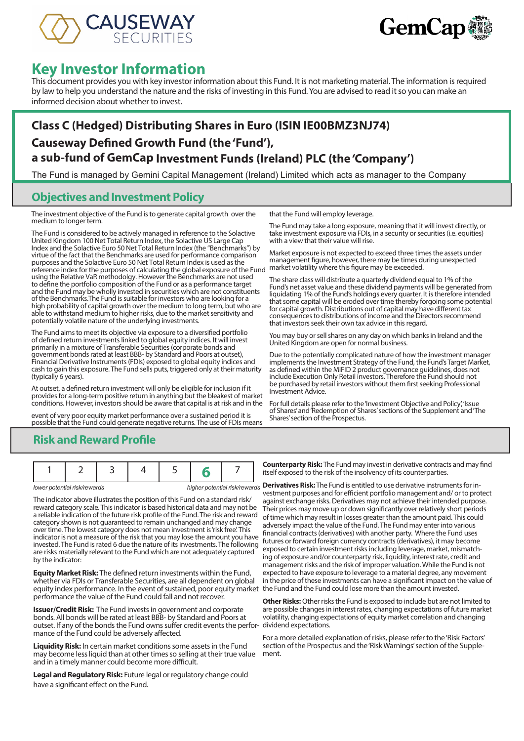# Key Investor Information

This document provides you with key investor information about this Fund. It is not marketing material. The information is required by law to help you understand the nature and the risks of investing in this Fund. You are advised to read it so you can make an informed decision about whether to invest.

## Class C (Hedged) Distributing Shares in Euro (ISIN IE00BMZ3NJ74)

## Causeway Defined Growth Fund (the 'Fund'), a sub-fund of GemCap Investment Funds (Ireland) PLC (the 'Company')

The Fund is managed by Gemini Capital Management (Ireland) Limited which acts as manager to the Company

## Objectives and Investment Policy

The investment objective of the Fund is to generate capital growth over the medium to longer term.

The Fund is considered to be actively managed in reference to the Solactive United Kingdom 100 Net Total Return Index, the Solactive US Large Cap Index and the Solactive Euro 50 Net Total Return Index (the "Benchmarks") by virtue of the fact that the Benchmarks are used for performance comparison purposes and the Solactive Euro 50 Net Total Return Index is used as the reference index for the purposes of calculating the global exposure of the Fund using the Relative VaR methodolgy. However the Benchmarks are not used to define the portfolio composition of the Fund or as a performance target and the Fund may be wholly invested in securities which are not constituents of the Benchmarks.The Fund is suitable for investors who are looking for a high probability of capital growth over the medium to long term, but who are able to withstand medium to higher risks, due to the market sensitivity and potentially volatile nature of the underlying investments.

The Fund aims to meet its objective via exposure to a diversified portfolio of defined return investments linked to global equity indices. It will invest primarily in a mixture of Transferable Securities (corporate bonds and government bonds rated at least BBB- by Standard and Poors at outset), Financial Derivative Instruments (FDIs) exposed to global equity indices and cash to gain this exposure. The Fund sells puts, triggered only at their maturity (typically 6 years).

At outset, a defined return investment will only be eligible for inclusion if it provides for a long-term positive return in anything but the bleakest of market conditions. However, investors should be aware that capital is at risk and in the event of very poor equity market performance over a sustained period it is possible that the Fund could generate negative returns. The use of FDIs means that the Fund will employ leverage.

The Fund may take a long exposure, meaning that it will invest directly, or take investment exposure via FDIs, in a security or securities (i.e. equities) with a view that their value will rise.

Market exposure is not expected to exceed three times the assets under management figure, however, there may be times during unexpected market volatility where this figure may be exceeded.

The share class will distribute a quarterly dividend equal to 1% of the Fund's net asset value and these dividend payments will be generated from liquidating 1% of the Fund's holdings every quarter. It is therefore intended that some capital will be eroded over time thereby forgoing some potential for capital growth. Distributions out of capital may have different tax consequences to distributions of income and the Directors recommend that investors seek their own tax advice in this regard.

You may buy or sell shares on any day on which banks in Ireland and the United Kingdom are open for normal business.

Due to the potentially complicated nature of how the investment manager implements the Investment Strategy of the Fund, the Fund's Target Market, as defined within the MiFID 2 product governance guidelines, does not include Execution Only Retail investors. Therefore the Fund should not be purchased by retail investors without them first seeking Professional Investment Advice.

For full details please refer to the 'Investment Objective and Policy', 'Issue of Shares' and 'Redemption of Shares' sections of the Supplement and 'The Shares' section of the Prospectus.

## Risk and Reward Profile

| 1 | 2 | 3 | 4 | 5 | **6** | 7 |
|---|---|---|---|---|---|---|

*lower potential risk/rewards* — *higher potential risk/rewards*

The indicator above illustrates the position of this Fund on a standard risk/reward category scale. This indicator is based historical data and may not be a reliable indication of the future risk profile of the Fund. The risk and reward category shown is not guaranteed to remain unchanged and may change over time. The lowest category does not mean investment is 'risk free'. This indicator is not a measure of the risk that you may lose the amount you have invested. The Fund is rated 6 due the nature of its investments. The following are risks materially relevant to the Fund which are not adequately captured by the indicator:

**Equity Market Risk:** The defined return investments within the Fund, whether via FDIs or Transferable Securities, are all dependent on global equity index performance. In the event of sustained, poor equity market performance the value of the Fund could fall and not recover.

**Issuer/Credit Risk:** The Fund invests in government and corporate bonds. All bonds will be rated at least BBB- by Standard and Poors at outset. If any of the bonds the Fund owns suffer credit events the performance of the Fund could be adversely affected.

**Liquidity Risk:** In certain market conditions some assets in the Fund may become less liquid than at other times so selling at their true value and in a timely manner could become more difficult.

**Legal and Regulatory Risk:** Future legal or regulatory change could have a significant effect on the Fund.

**Counterparty Risk:** The Fund may invest in derivative contracts and may find itself exposed to the risk of the insolvency of its counterparties.

**Derivatives Risk:** The Fund is entitled to use derivative instruments for investment purposes and for efficient portfolio management and/ or to protect against exchange risks. Derivatives may not achieve their intended purpose. Their prices may move up or down significantly over relatively short periods of time which may result in losses greater than the amount paid. This could adversely impact the value of the Fund. The Fund may enter into various financial contracts (derivatives) with another party. Where the Fund uses futures or forward foreign currency contracts (derivatives), it may become exposed to certain investment risks including leverage, market, mismatching of exposure and/or counterparty risk, liquidity, interest rate, credit and management risks and the risk of improper valuation. While the Fund is not expected to have exposure to leverage to a material degree, any movement in the price of these investments can have a significant impact on the value of the Fund and the Fund could lose more than the amount invested.

**Other Risks:** Other risks the Fund is exposed to include but are not limited to are possible changes in interest rates, changing expectations of future market volatility, changing expectations of equity market correlation and changing dividend expectations.

For a more detailed explanation of risks, please refer to the 'Risk Factors' section of the Prospectus and the 'Risk Warnings' section of the Supplement.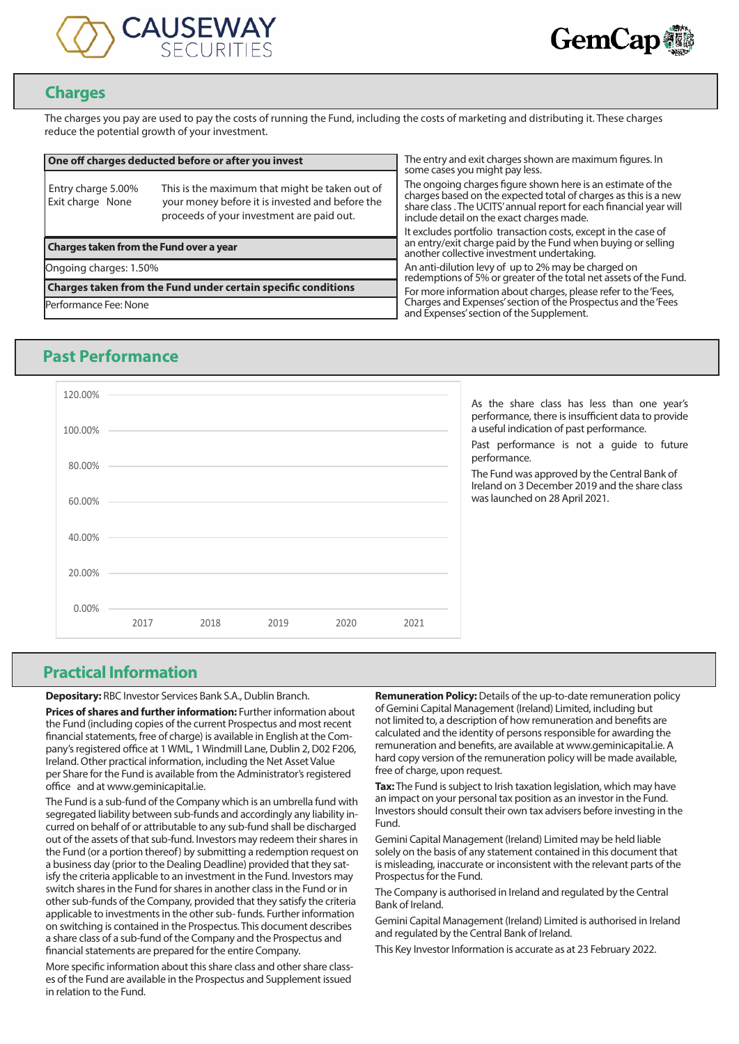## Charges

The charges you pay are used to pay the costs of running the Fund, including the costs of marketing and distributing it. These charges reduce the potential growth of your investment.

| One off charges deducted before or after you invest | |
|---|---|
| Entry charge 5.00%<br>Exit charge None | This is the maximum that might be taken out of your money before it is invested and before the proceeds of your investment are paid out. |
| **Charges taken from the Fund over a year** | |
| Ongoing charges: 1.50% | |
| **Charges taken from the Fund under certain specific conditions** | |
| Performance Fee: None | |

The entry and exit charges shown are maximum figures. In some cases you might pay less.

The ongoing charges figure shown here is an estimate of the charges based on the expected total of charges as this is a new share class . The UCITS' annual report for each financial year will include detail on the exact charges made.

It excludes portfolio transaction costs, except in the case of an entry/exit charge paid by the Fund when buying or selling another collective investment undertaking.

An anti-dilution levy of up to 2% may be charged on redemptions of 5% or greater of the total net assets of the Fund.

For more information about charges, please refer to the 'Fees, Charges and Expenses' section of the Prospectus and the 'Fees and Expenses' section of the Supplement.

## Past Performance

120.00%
100.00%
80.00%
60.00%
40.00%
20.00%
0.00%
2017 2018 2019 2020 2021

As the share class has less than one year's performance, there is insufficient data to provide a useful indication of past performance.

Past performance is not a guide to future performance.

The Fund was approved by the Central Bank of Ireland on 3 December 2019 and the share class was launched on 28 April 2021.

## Practical Information

**Depositary:** RBC Investor Services Bank S.A., Dublin Branch.

**Prices of shares and further information:** Further information about the Fund (including copies of the current Prospectus and most recent financial statements, free of charge) is available in English at the Company's registered office at 1 WML, 1 Windmill Lane, Dublin 2, D02 F206, Ireland. Other practical information, including the Net Asset Value per Share for the Fund is available from the Administrator's registered office and at www.geminicapital.ie.

The Fund is a sub-fund of the Company which is an umbrella fund with segregated liability between sub-funds and accordingly any liability incurred on behalf of or attributable to any sub-fund shall be discharged out of the assets of that sub-fund. Investors may redeem their shares in the Fund (or a portion thereof) by submitting a redemption request on a business day (prior to the Dealing Deadline) provided that they satisfy the criteria applicable to an investment in the Fund. Investors may switch shares in the Fund for shares in another class in the Fund or in other sub-funds of the Company, provided that they satisfy the criteria applicable to investments in the other sub- funds. Further information on switching is contained in the Prospectus. This document describes a share class of a sub-fund of the Company and the Prospectus and financial statements are prepared for the entire Company.

More specific information about this share class and other share classes of the Fund are available in the Prospectus and Supplement issued in relation to the Fund.

**Remuneration Policy:** Details of the up-to-date remuneration policy of Gemini Capital Management (Ireland) Limited, including but not limited to, a description of how remuneration and benefits are calculated and the identity of persons responsible for awarding the remuneration and benefits, are available at www.geminicapital.ie. A hard copy version of the remuneration policy will be made available, free of charge, upon request.

**Tax:** The Fund is subject to Irish taxation legislation, which may have an impact on your personal tax position as an investor in the Fund. Investors should consult their own tax advisers before investing in the Fund.

Gemini Capital Management (Ireland) Limited may be held liable solely on the basis of any statement contained in this document that is misleading, inaccurate or inconsistent with the relevant parts of the Prospectus for the Fund.

The Company is authorised in Ireland and regulated by the Central Bank of Ireland.

Gemini Capital Management (Ireland) Limited is authorised in Ireland and regulated by the Central Bank of Ireland.

This Key Investor Information is accurate as at 23 February 2022.